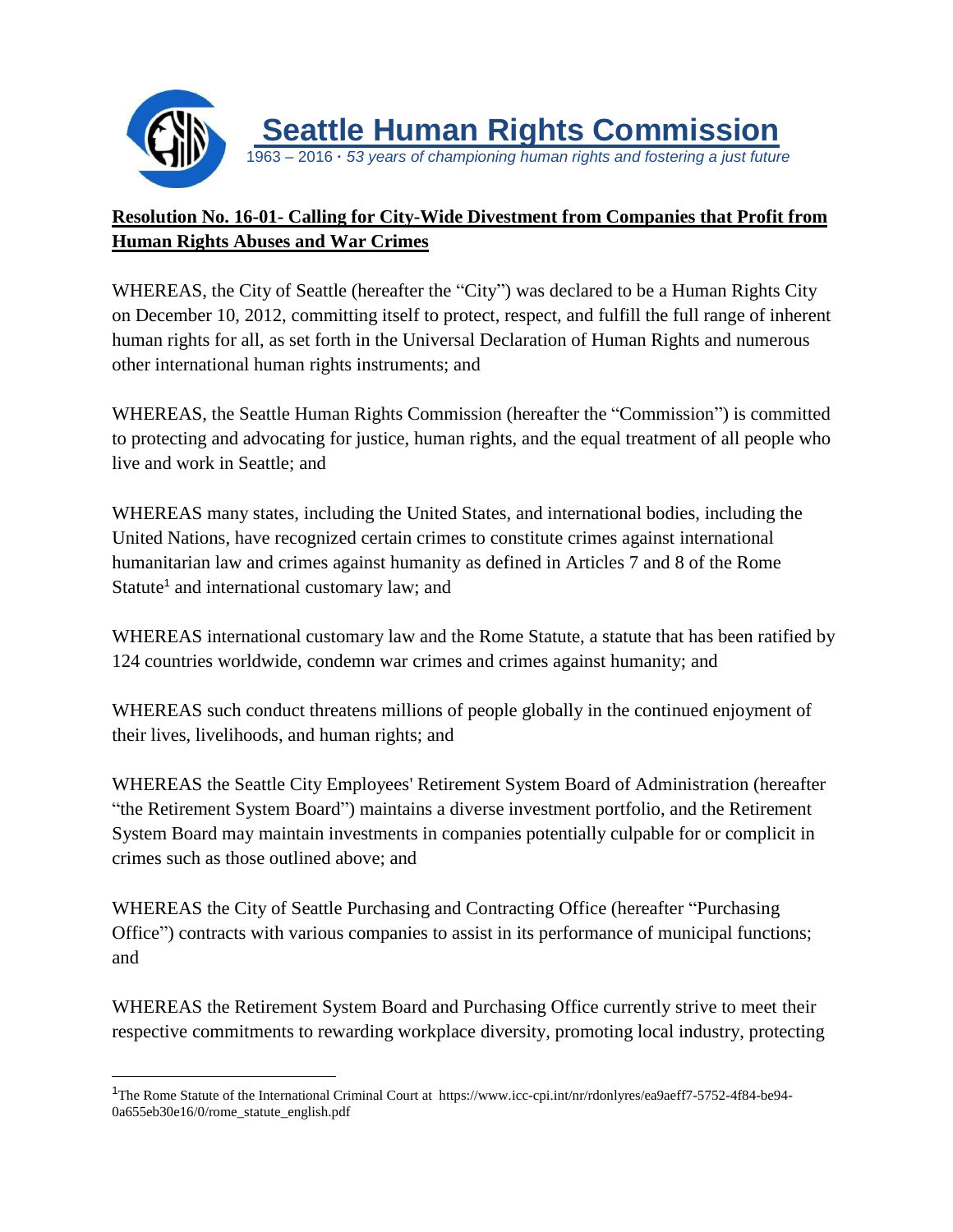# Seattle Human Rights Commission

1963 – 2016 · *53 years of championing human rights and fostering a just future*

## Resolution No. 16-01- Calling for City-Wide Divestment from Companies that Profit from Human Rights Abuses and War Crimes

WHEREAS, the City of Seattle (hereafter the "City") was declared to be a Human Rights City on December 10, 2012, committing itself to protect, respect, and fulfill the full range of inherent human rights for all, as set forth in the Universal Declaration of Human Rights and numerous other international human rights instruments; and

WHEREAS, the Seattle Human Rights Commission (hereafter the "Commission") is committed to protecting and advocating for justice, human rights, and the equal treatment of all people who live and work in Seattle; and

WHEREAS many states, including the United States, and international bodies, including the United Nations, have recognized certain crimes to constitute crimes against international humanitarian law and crimes against humanity as defined in Articles 7 and 8 of the Rome Statute[1] and international customary law; and

WHEREAS international customary law and the Rome Statute, a statute that has been ratified by 124 countries worldwide, condemn war crimes and crimes against humanity; and

WHEREAS such conduct threatens millions of people globally in the continued enjoyment of their lives, livelihoods, and human rights; and

WHEREAS the Seattle City Employees' Retirement System Board of Administration (hereafter "the Retirement System Board") maintains a diverse investment portfolio, and the Retirement System Board may maintain investments in companies potentially culpable for or complicit in crimes such as those outlined above; and

WHEREAS the City of Seattle Purchasing and Contracting Office (hereafter "Purchasing Office") contracts with various companies to assist in its performance of municipal functions; and

WHEREAS the Retirement System Board and Purchasing Office currently strive to meet their respective commitments to rewarding workplace diversity, promoting local industry, protecting

---

[1] The Rome Statute of the International Criminal Court at https://www.icc-cpi.int/nr/rdonlyres/ea9aeff7-5752-4f84-be94-0a655eb30e16/0/rome_statute_english.pdf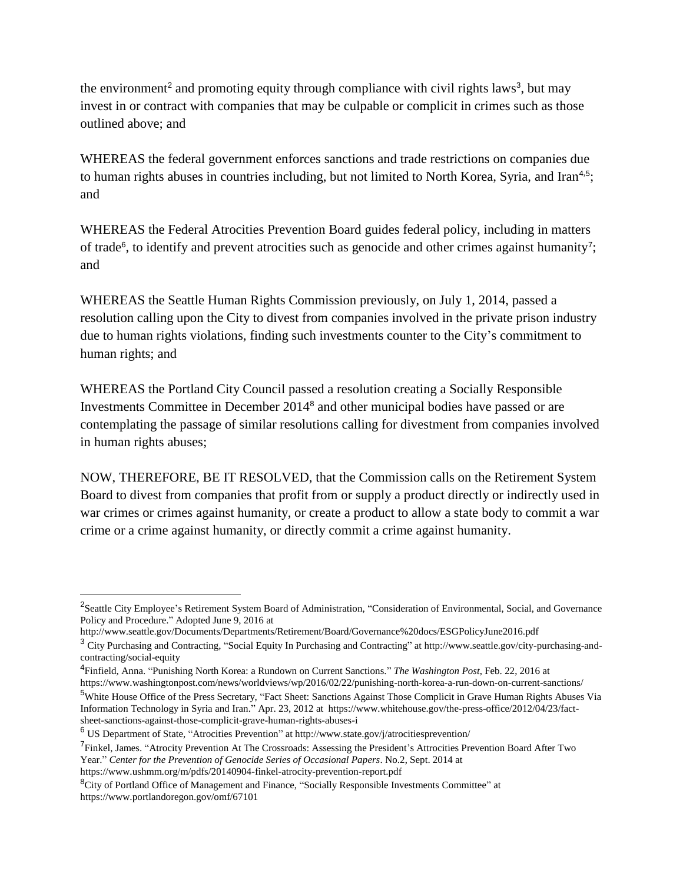the environment[2] and promoting equity through compliance with civil rights laws[3], but may invest in or contract with companies that may be culpable or complicit in crimes such as those outlined above; and

WHEREAS the federal government enforces sanctions and trade restrictions on companies due to human rights abuses in countries including, but not limited to North Korea, Syria, and Iran[4,5]; and

WHEREAS the Federal Atrocities Prevention Board guides federal policy, including in matters of trade[6], to identify and prevent atrocities such as genocide and other crimes against humanity[7]; and

WHEREAS the Seattle Human Rights Commission previously, on July 1, 2014, passed a resolution calling upon the City to divest from companies involved in the private prison industry due to human rights violations, finding such investments counter to the City's commitment to human rights; and

WHEREAS the Portland City Council passed a resolution creating a Socially Responsible Investments Committee in December 2014[8] and other municipal bodies have passed or are contemplating the passage of similar resolutions calling for divestment from companies involved in human rights abuses;

NOW, THEREFORE, BE IT RESOLVED, that the Commission calls on the Retirement System Board to divest from companies that profit from or supply a product directly or indirectly used in war crimes or crimes against humanity, or create a product to allow a state body to commit a war crime or a crime against humanity, or directly commit a crime against humanity.

---

[2] Seattle City Employee's Retirement System Board of Administration, "Consideration of Environmental, Social, and Governance Policy and Procedure." Adopted June 9, 2016 at http://www.seattle.gov/Documents/Departments/Retirement/Board/Governance%20docs/ESGPolicyJune2016.pdf

[3] City Purchasing and Contracting, "Social Equity In Purchasing and Contracting" at http://www.seattle.gov/city-purchasing-and-contracting/social-equity

[4] Finfield, Anna. "Punishing North Korea: a Rundown on Current Sanctions." *The Washington Post*, Feb. 22, 2016 at https://www.washingtonpost.com/news/worldviews/wp/2016/02/22/punishing-north-korea-a-run-down-on-current-sanctions/

[5] White House Office of the Press Secretary, "Fact Sheet: Sanctions Against Those Complicit in Grave Human Rights Abuses Via Information Technology in Syria and Iran." Apr. 23, 2012 at https://www.whitehouse.gov/the-press-office/2012/04/23/fact-sheet-sanctions-against-those-complicit-grave-human-rights-abuses-i

[6] US Department of State, "Atrocities Prevention" at http://www.state.gov/j/atrocitiesprevention/

[7] Finkel, James. "Atrocity Prevention At The Crossroads: Assessing the President's Attrocities Prevention Board After Two Year." *Center for the Prevention of Genocide Series of Occasional Papers*. No.2, Sept. 2014 at https://www.ushmm.org/m/pdfs/20140904-finkel-atrocity-prevention-report.pdf

[8] City of Portland Office of Management and Finance, "Socially Responsible Investments Committee" at https://www.portlandoregon.gov/omf/67101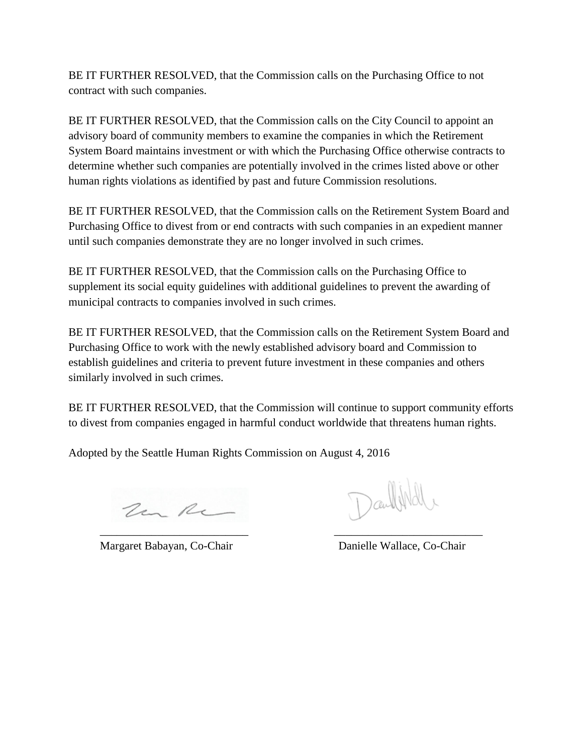BE IT FURTHER RESOLVED, that the Commission calls on the Purchasing Office to not contract with such companies.

BE IT FURTHER RESOLVED, that the Commission calls on the City Council to appoint an advisory board of community members to examine the companies in which the Retirement System Board maintains investment or with which the Purchasing Office otherwise contracts to determine whether such companies are potentially involved in the crimes listed above or other human rights violations as identified by past and future Commission resolutions.

BE IT FURTHER RESOLVED, that the Commission calls on the Retirement System Board and Purchasing Office to divest from or end contracts with such companies in an expedient manner until such companies demonstrate they are no longer involved in such crimes.

BE IT FURTHER RESOLVED, that the Commission calls on the Purchasing Office to supplement its social equity guidelines with additional guidelines to prevent the awarding of municipal contracts to companies involved in such crimes.

BE IT FURTHER RESOLVED, that the Commission calls on the Retirement System Board and Purchasing Office to work with the newly established advisory board and Commission to establish guidelines and criteria to prevent future investment in these companies and others similarly involved in such crimes.

BE IT FURTHER RESOLVED, that the Commission will continue to support community efforts to divest from companies engaged in harmful conduct worldwide that threatens human rights.

Adopted by the Seattle Human Rights Commission on August 4, 2016

\_\_\_\_\_\_\_\_\_\_\_\_\_\_\_\_\_\_\_\_\_\_\_\_\_\_
Margaret Babayan, Co-Chair

\_\_\_\_\_\_\_\_\_\_\_\_\_\_\_\_\_\_\_\_\_\_\_\_\_\_
Danielle Wallace, Co-Chair